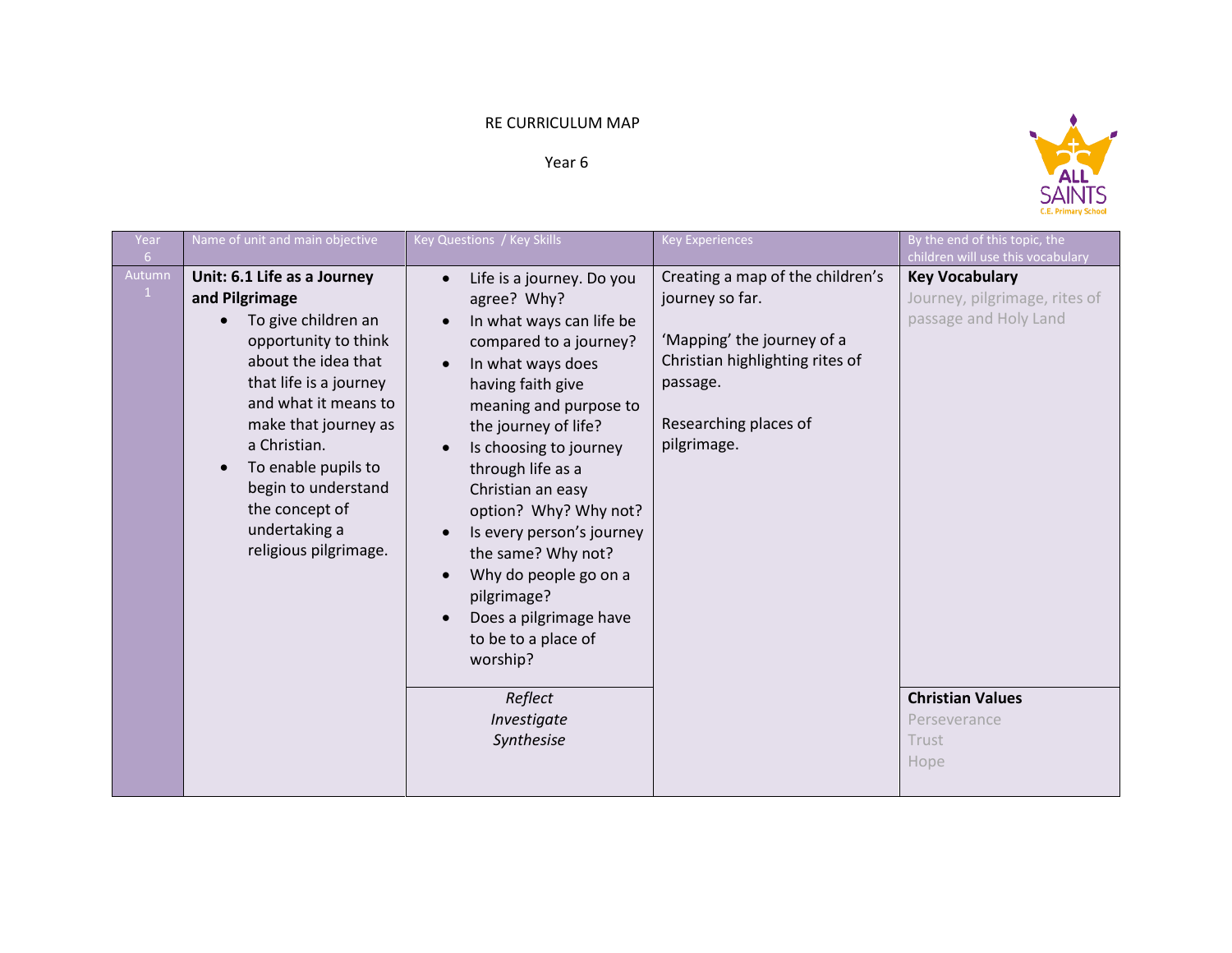RE CURRICULUM MAP

Year 6

| Year 6 | Name of unit and main objective | Key Questions / Key Skills | Key Experiences | By the end of this topic, the children will use this vocabulary |
|---|---|---|---|---|
| Autumn 1 | **Unit: 6.1 Life as a Journey and Pilgrimage**<br>• To give children an opportunity to think about the idea that that life is a journey and what it means to make that journey as a Christian.<br>• To enable pupils to begin to understand the concept of undertaking a religious pilgrimage. | • Life is a journey. Do you agree? Why?<br>• In what ways can life be compared to a journey?<br>• In what ways does having faith give meaning and purpose to the journey of life?<br>• Is choosing to journey through life as a Christian an easy option? Why? Why not?<br>• Is every person's journey the same? Why not?<br>• Why do people go on a pilgrimage?<br>• Does a pilgrimage have to be to a place of worship? | Creating a map of the children's journey so far.<br><br>'Mapping' the journey of a Christian highlighting rites of passage.<br><br>Researching places of pilgrimage. | **Key Vocabulary**<br>Journey, pilgrimage, rites of passage and Holy Land |
| | | *Reflect*<br>*Investigate*<br>*Synthesise* | | **Christian Values**<br>Perseverance<br>Trust<br>Hope |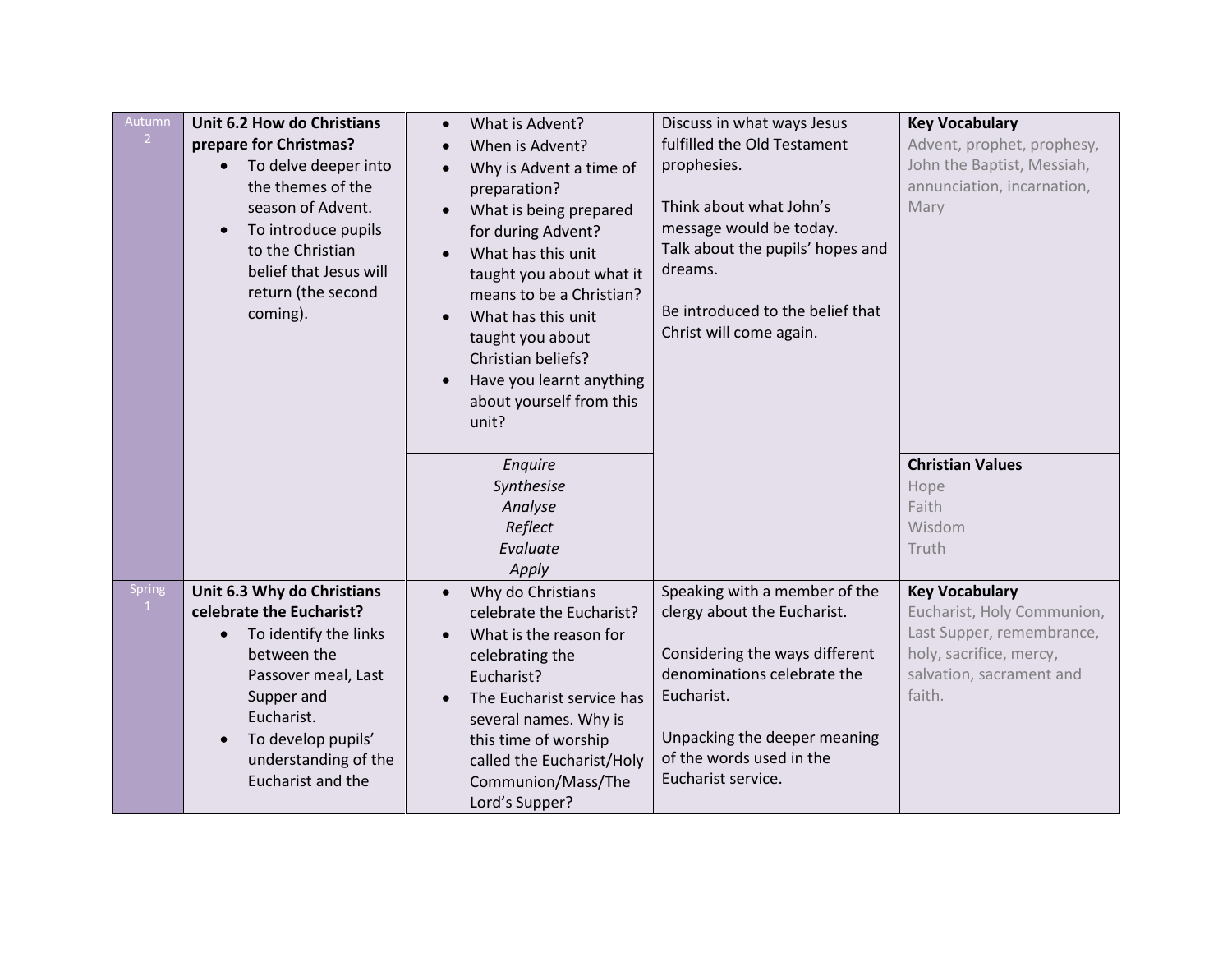| | | | | |
|---|---|---|---|---|
| Autumn 2 | **Unit 6.2 How do Christians prepare for Christmas?**<br>• To delve deeper into the themes of the season of Advent.<br>• To introduce pupils to the Christian belief that Jesus will return (the second coming). | • What is Advent?<br>• When is Advent?<br>• Why is Advent a time of preparation?<br>• What is being prepared for during Advent?<br>• What has this unit taught you about what it means to be a Christian?<br>• What has this unit taught you about Christian beliefs?<br>• Have you learnt anything about yourself from this unit? | Discuss in what ways Jesus fulfilled the Old Testament prophesies.<br><br>Think about what John's message would be today.<br>Talk about the pupils' hopes and dreams.<br><br>Be introduced to the belief that Christ will come again. | **Key Vocabulary**<br>Advent, prophet, prophesy, John the Baptist, Messiah, annunciation, incarnation, Mary |
| | | *Enquire*<br>*Synthesise*<br>*Analyse*<br>*Reflect*<br>*Evaluate*<br>*Apply* | | **Christian Values**<br>Hope<br>Faith<br>Wisdom<br>Truth |
| Spring 1 | **Unit 6.3 Why do Christians celebrate the Eucharist?**<br>• To identify the links between the Passover meal, Last Supper and Eucharist.<br>• To develop pupils' understanding of the Eucharist and the | • Why do Christians celebrate the Eucharist?<br>• What is the reason for celebrating the Eucharist?<br>• The Eucharist service has several names. Why is this time of worship called the Eucharist/Holy Communion/Mass/The Lord's Supper? | Speaking with a member of the clergy about the Eucharist.<br><br>Considering the ways different denominations celebrate the Eucharist.<br><br>Unpacking the deeper meaning of the words used in the Eucharist service. | **Key Vocabulary**<br>Eucharist, Holy Communion, Last Supper, remembrance, holy, sacrifice, mercy, salvation, sacrament and faith. |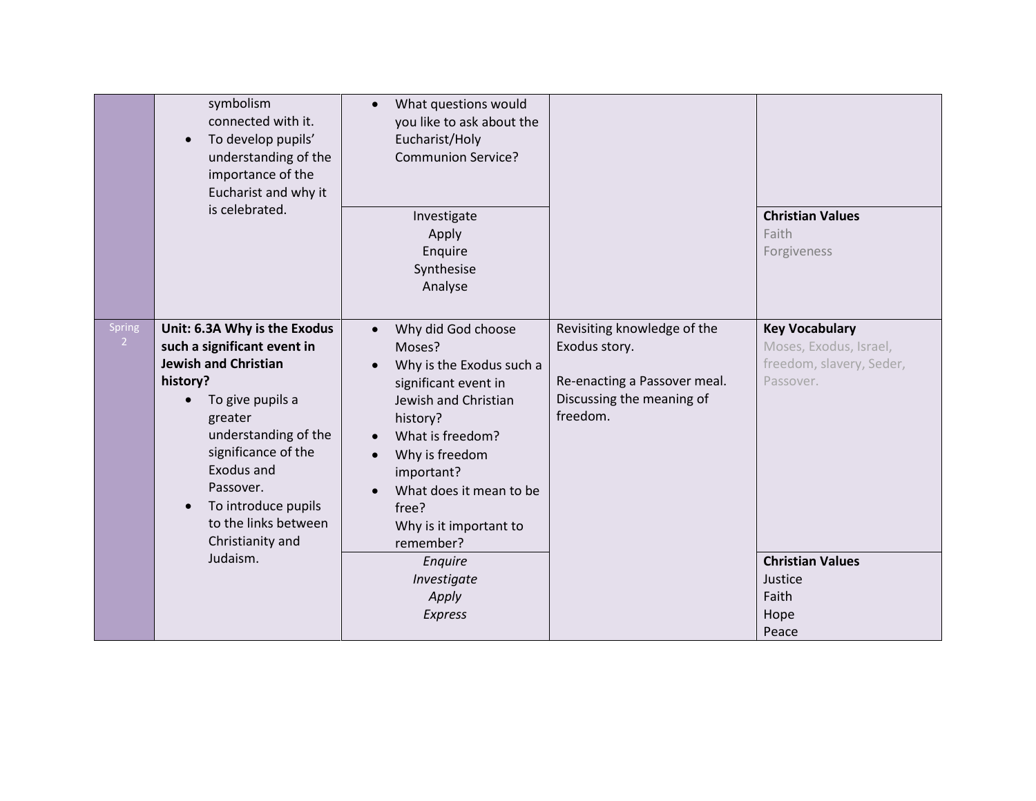| | | | | |
|---|---|---|---|---|
| | symbolism connected with it.<br>• To develop pupils' understanding of the importance of the Eucharist and why it is celebrated. | • What questions would you like to ask about the Eucharist/Holy Communion Service? | | |
| | | Investigate<br>Apply<br>Enquire<br>Synthesise<br>Analyse | | **Christian Values**<br>Faith<br>Forgiveness |
| Spring 2 | **Unit: 6.3A Why is the Exodus such a significant event in Jewish and Christian history?**<br>• To give pupils a greater understanding of the significance of the Exodus and Passover.<br>• To introduce pupils to the links between Christianity and Judaism. | • Why did God choose Moses?<br>• Why is the Exodus such a significant event in Jewish and Christian history?<br>• What is freedom?<br>• Why is freedom important?<br>• What does it mean to be free?<br>Why is it important to remember? | Revisiting knowledge of the Exodus story.<br><br>Re-enacting a Passover meal.<br>Discussing the meaning of freedom. | **Key Vocabulary**<br>Moses, Exodus, Israel, freedom, slavery, Seder, Passover. |
| | | *Enquire*<br>*Investigate*<br>*Apply*<br>*Express* | | **Christian Values**<br>Justice<br>Faith<br>Hope<br>Peace |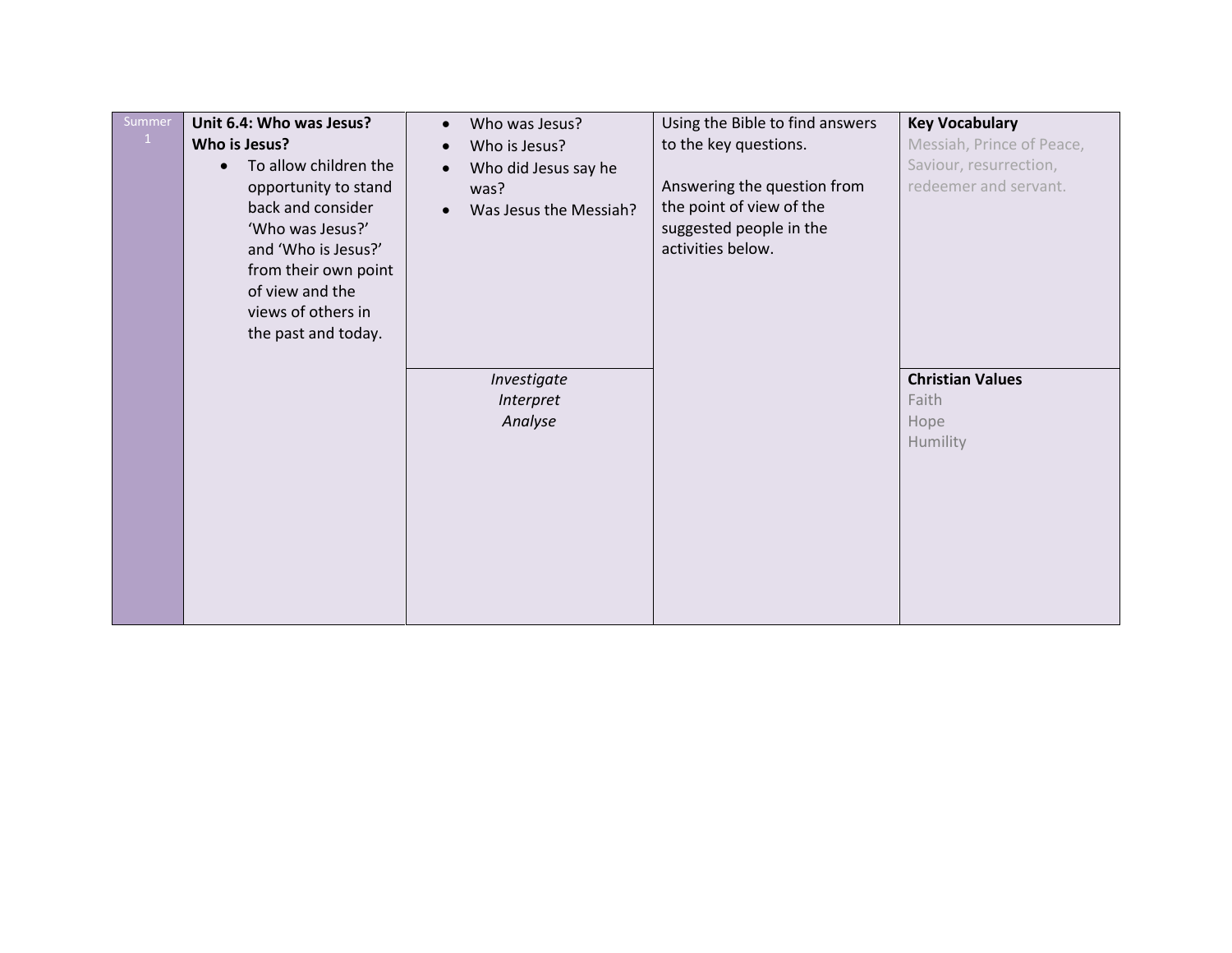| Summer 1 | **Unit 6.4: Who was Jesus? Who is Jesus?**<br>• To allow children the opportunity to stand back and consider 'Who was Jesus?' and 'Who is Jesus?' from their own point of view and the views of others in the past and today. | • Who was Jesus?<br>• Who is Jesus?<br>• Who did Jesus say he was?<br>• Was Jesus the Messiah? | Using the Bible to find answers to the key questions.<br><br>Answering the question from the point of view of the suggested people in the activities below. | **Key Vocabulary**<br>Messiah, Prince of Peace, Saviour, resurrection, redeemer and servant. |
|---|---|---|---|---|
| | | *Investigate*<br>*Interpret*<br>*Analyse* | | **Christian Values**<br>Faith<br>Hope<br>Humility |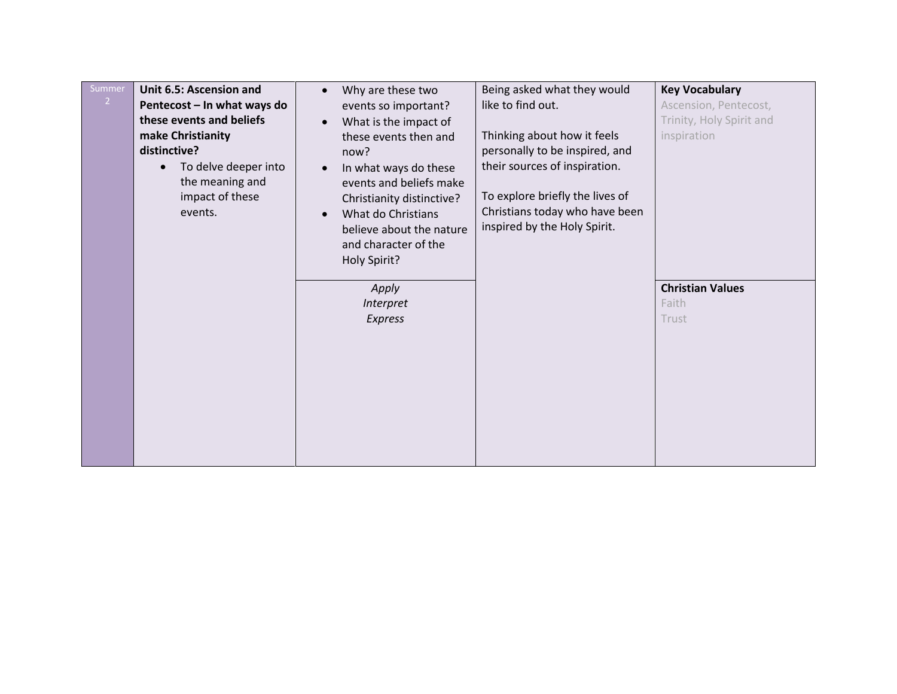| | | | | |
|---|---|---|---|---|
| Summer 2 | **Unit 6.5: Ascension and Pentecost – In what ways do these events and beliefs make Christianity distinctive?**<br>• To delve deeper into the meaning and impact of these events. | • Why are these two events so important?<br>• What is the impact of these events then and now?<br>• In what ways do these events and beliefs make Christianity distinctive?<br>• What do Christians believe about the nature and character of the Holy Spirit? | Being asked what they would like to find out.<br><br>Thinking about how it feels personally to be inspired, and their sources of inspiration.<br><br>To explore briefly the lives of Christians today who have been inspired by the Holy Spirit. | **Key Vocabulary**<br>Ascension, Pentecost, Trinity, Holy Spirit and inspiration |
| | | *Apply*<br>*Interpret*<br>*Express* | | **Christian Values**<br>Faith<br>Trust |